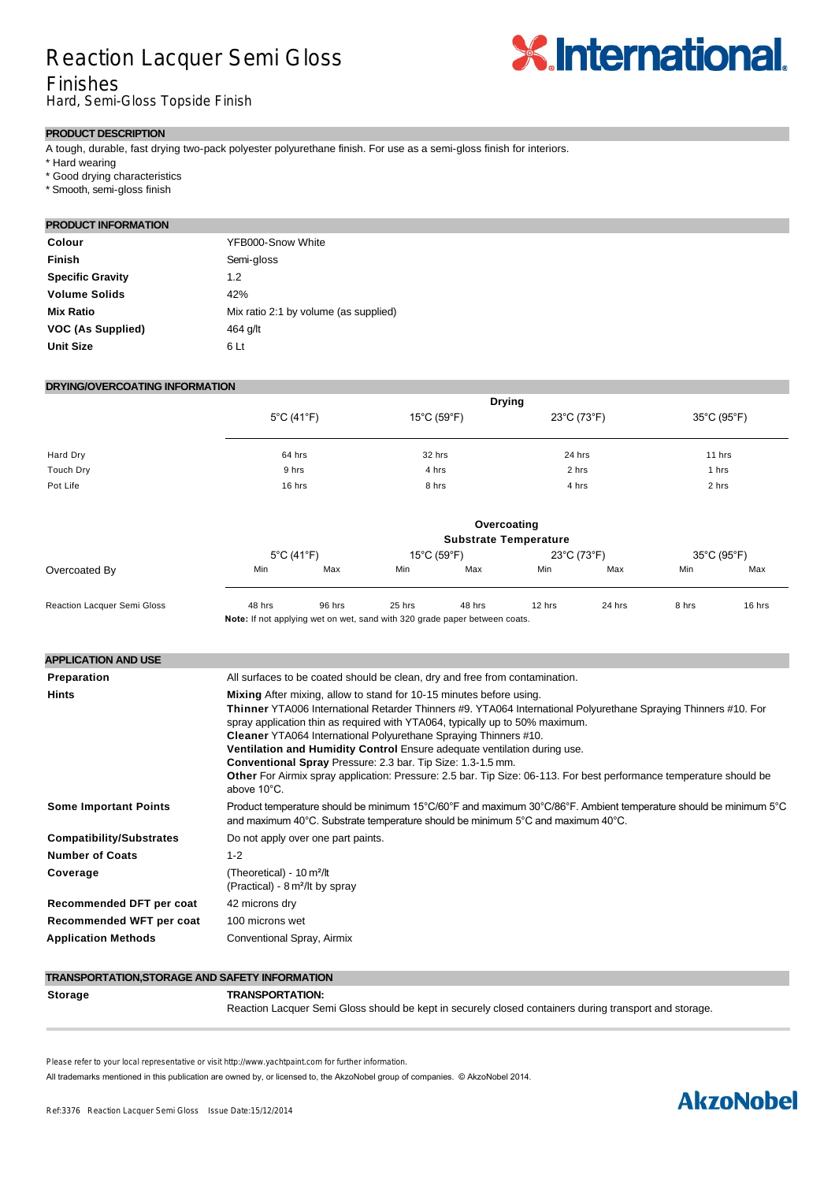# Reaction Lacquer Semi Gloss

## Finishes

Hard, Semi-Gloss Topside Finish

### PRODUCT DESCRIPTION

A tough, durable, fast drying two-pack polyester polyurethane finish. For use as a semi-gloss finish for interiors.

* Hard wearing
* Good drying characteristics
* Smooth, semi-gloss finish

### PRODUCT INFORMATION

| | |
|---|---|
| **Colour** | YFB000-Snow White |
| **Finish** | Semi-gloss |
| **Specific Gravity** | 1.2 |
| **Volume Solids** | 42% |
| **Mix Ratio** | Mix ratio 2:1 by volume (as supplied) |
| **VOC (As Supplied)** | 464 g/lt |
| **Unit Size** | 6 Lt |

### DRYING/OVERCOATING INFORMATION

| | Drying | | | |
|---|---|---|---|---|
| | 5°C (41°F) | 15°C (59°F) | 23°C (73°F) | 35°C (95°F) |
| Hard Dry | 64 hrs | 32 hrs | 24 hrs | 11 hrs |
| Touch Dry | 9 hrs | 4 hrs | 2 hrs | 1 hrs |
| Pot Life | 16 hrs | 8 hrs | 4 hrs | 2 hrs |

| | Overcoating Substrate Temperature | | | | | | | |
|---|---|---|---|---|---|---|---|---|
| | 5°C (41°F) | | 15°C (59°F) | | 23°C (73°F) | | 35°C (95°F) | |
| Overcoated By | Min | Max | Min | Max | Min | Max | Min | Max |
| Reaction Lacquer Semi Gloss | 48 hrs | 96 hrs | 25 hrs | 48 hrs | 12 hrs | 24 hrs | 8 hrs | 16 hrs |

**Note:** If not applying wet on wet, sand with 320 grade paper between coats.

### APPLICATION AND USE

| | |
|---|---|
| **Preparation** | All surfaces to be coated should be clean, dry and free from contamination. |
| **Hints** | **Mixing** After mixing, allow to stand for 10-15 minutes before using. **Thinner** YTA006 International Retarder Thinners #9. YTA064 International Polyurethane Spraying Thinners #10. For spray application thin as required with YTA064, typically up to 50% maximum. **Cleaner** YTA064 International Polyurethane Spraying Thinners #10. **Ventilation and Humidity Control** Ensure adequate ventilation during use. **Conventional Spray** Pressure: 2.3 bar. Tip Size: 1.3-1.5 mm. **Other** For Airmix spray application: Pressure: 2.5 bar. Tip Size: 06-113. For best performance temperature should be above 10°C. |
| **Some Important Points** | Product temperature should be minimum 15°C/60°F and maximum 30°C/86°F. Ambient temperature should be minimum 5°C and maximum 40°C. Substrate temperature should be minimum 5°C and maximum 40°C. |
| **Compatibility/Substrates** | Do not apply over one part paints. |
| **Number of Coats** | 1-2 |
| **Coverage** | (Theoretical) - 10 m²/lt<br>(Practical) - 8 m²/lt by spray |
| **Recommended DFT per coat** | 42 microns dry |
| **Recommended WFT per coat** | 100 microns wet |
| **Application Methods** | Conventional Spray, Airmix |

### TRANSPORTATION,STORAGE AND SAFETY INFORMATION

| | |
|---|---|
| **Storage** | **TRANSPORTATION:**<br>Reaction Lacquer Semi Gloss should be kept in securely closed containers during transport and storage. |

Please refer to your local representative or visit http://www.yachtpaint.com for further information.

All trademarks mentioned in this publication are owned by, or licensed to, the AkzoNobel group of companies. © AkzoNobel 2014.

Ref:3376 Reaction Lacquer Semi Gloss Issue Date:15/12/2014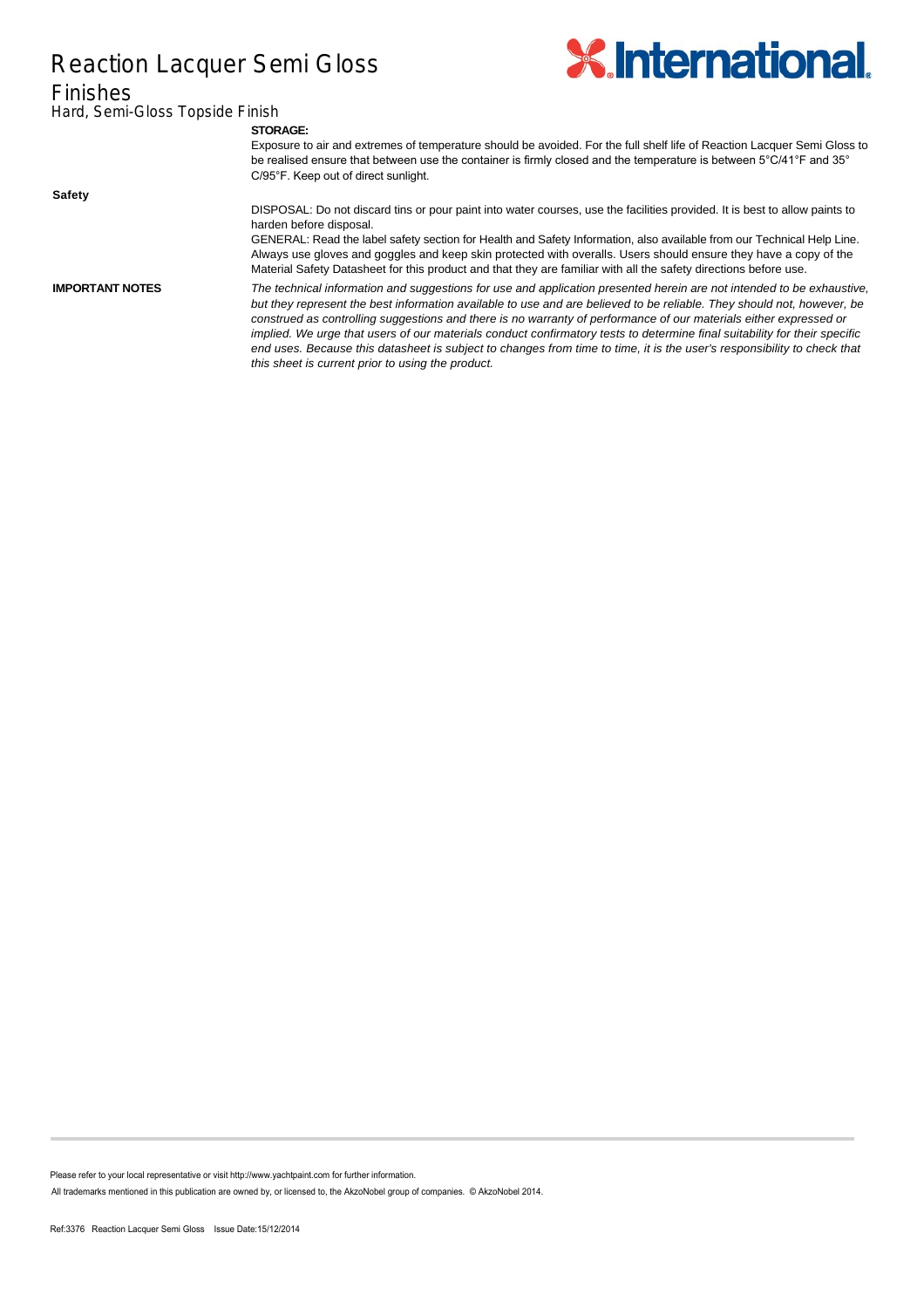**STORAGE:**

Exposure to air and extremes of temperature should be avoided. For the full shelf life of Reaction Lacquer Semi Gloss to be realised ensure that between use the container is firmly closed and the temperature is between 5°C/41°F and 35° C/95°F. Keep out of direct sunlight.

**Safety**

DISPOSAL: Do not discard tins or pour paint into water courses, use the facilities provided. It is best to allow paints to harden before disposal.

GENERAL: Read the label safety section for Health and Safety Information, also available from our Technical Help Line. Always use gloves and goggles and keep skin protected with overalls. Users should ensure they have a copy of the Material Safety Datasheet for this product and that they are familiar with all the safety directions before use.

**IMPORTANT NOTES**

*The technical information and suggestions for use and application presented herein are not intended to be exhaustive, but they represent the best information available to use and are believed to be reliable. They should not, however, be construed as controlling suggestions and there is no warranty of performance of our materials either expressed or implied. We urge that users of our materials conduct confirmatory tests to determine final suitability for their specific end uses. Because this datasheet is subject to changes from time to time, it is the user's responsibility to check that this sheet is current prior to using the product.*

Please refer to your local representative or visit http://www.yachtpaint.com for further information.

All trademarks mentioned in this publication are owned by, or licensed to, the AkzoNobel group of companies. © AkzoNobel 2014.

Ref:3376 Reaction Lacquer Semi Gloss Issue Date:15/12/2014